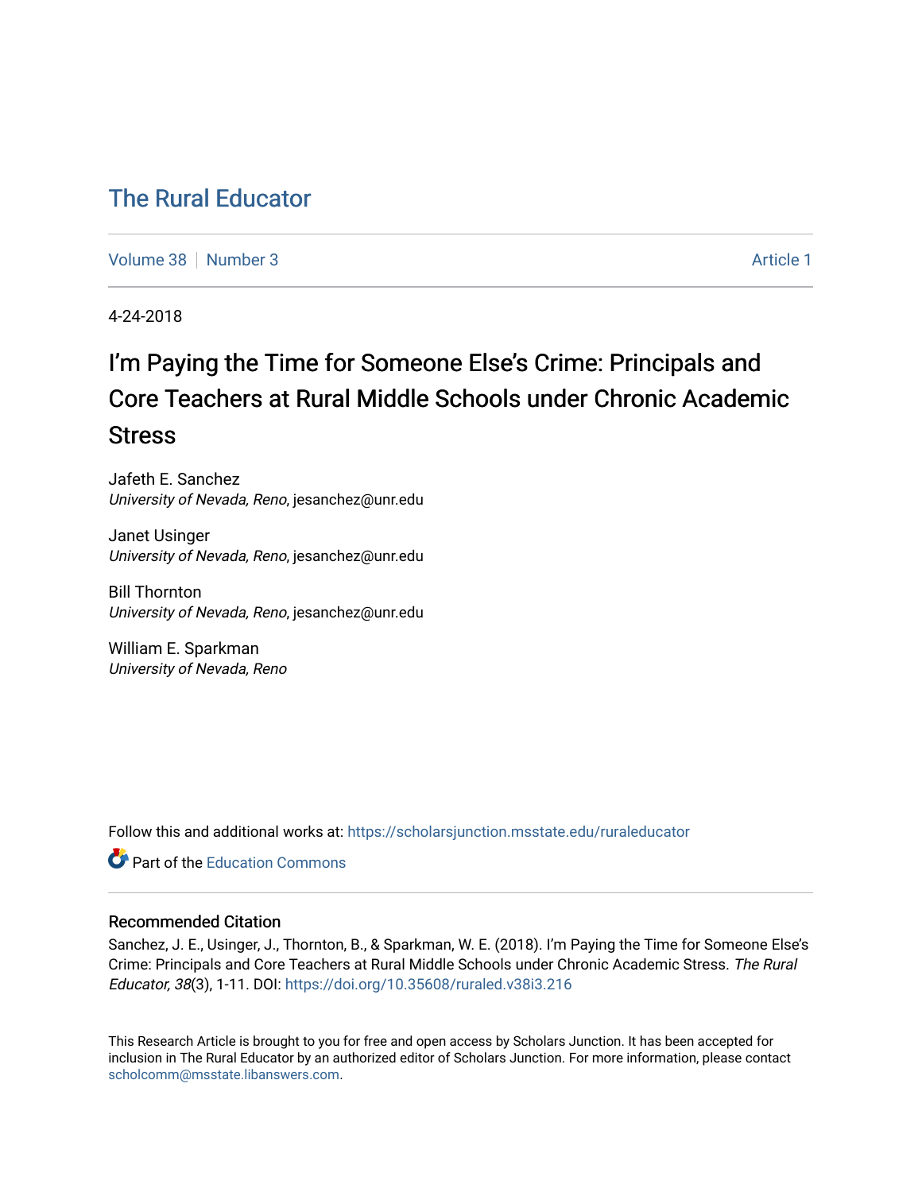# The Rural Educator

Volume 38 | Number 3 Article 1

4-24-2018

## I'm Paying the Time for Someone Else's Crime: Principals and Core Teachers at Rural Middle Schools under Chronic Academic Stress

Jafeth E. Sanchez
*University of Nevada, Reno*, jesanchez@unr.edu

Janet Usinger
*University of Nevada, Reno*, jesanchez@unr.edu

Bill Thornton
*University of Nevada, Reno*, jesanchez@unr.edu

William E. Sparkman
*University of Nevada, Reno*

Follow this and additional works at: https://scholarsjunction.msstate.edu/ruraleducator

Part of the Education Commons

### Recommended Citation

Sanchez, J. E., Usinger, J., Thornton, B., & Sparkman, W. E. (2018). I'm Paying the Time for Someone Else's Crime: Principals and Core Teachers at Rural Middle Schools under Chronic Academic Stress. *The Rural Educator, 38*(3), 1-11. DOI: https://doi.org/10.35608/ruraled.v38i3.216

This Research Article is brought to you for free and open access by Scholars Junction. It has been accepted for inclusion in The Rural Educator by an authorized editor of Scholars Junction. For more information, please contact scholcomm@msstate.libanswers.com.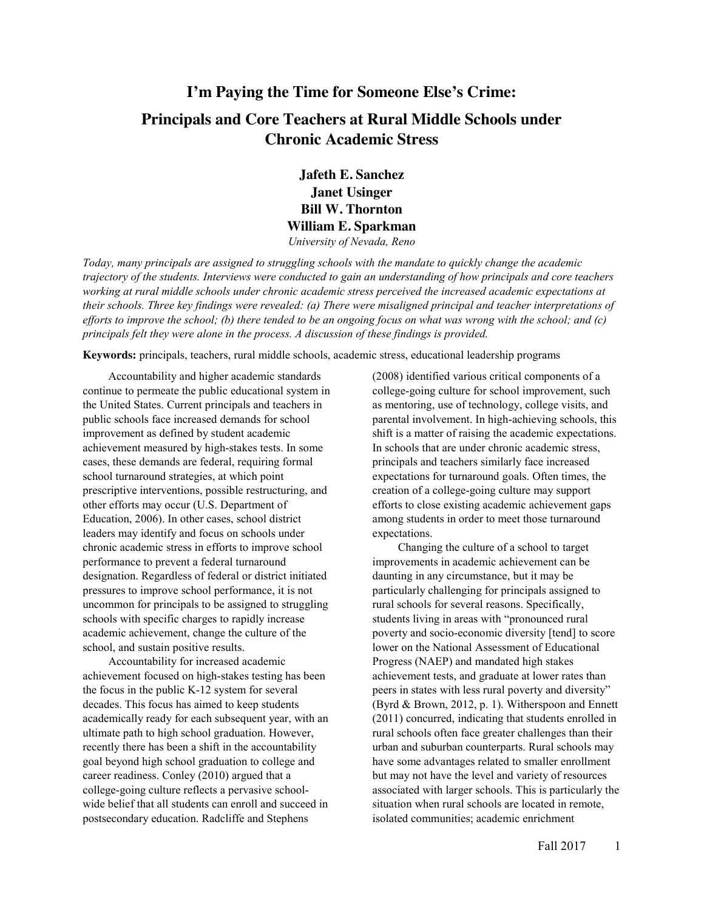# I'm Paying the Time for Someone Else's Crime: Principals and Core Teachers at Rural Middle Schools under Chronic Academic Stress

**Jafeth E. Sanchez**
**Janet Usinger**
**Bill W. Thornton**
**William E. Sparkman**

*University of Nevada, Reno*

*Today, many principals are assigned to struggling schools with the mandate to quickly change the academic trajectory of the students. Interviews were conducted to gain an understanding of how principals and core teachers working at rural middle schools under chronic academic stress perceived the increased academic expectations at their schools. Three key findings were revealed: (a) There were misaligned principal and teacher interpretations of efforts to improve the school; (b) there tended to be an ongoing focus on what was wrong with the school; and (c) principals felt they were alone in the process. A discussion of these findings is provided.*

**Keywords:** principals, teachers, rural middle schools, academic stress, educational leadership programs

Accountability and higher academic standards continue to permeate the public educational system in the United States. Current principals and teachers in public schools face increased demands for school improvement as defined by student academic achievement measured by high-stakes tests. In some cases, these demands are federal, requiring formal school turnaround strategies, at which point prescriptive interventions, possible restructuring, and other efforts may occur (U.S. Department of Education, 2006). In other cases, school district leaders may identify and focus on schools under chronic academic stress in efforts to improve school performance to prevent a federal turnaround designation. Regardless of federal or district initiated pressures to improve school performance, it is not uncommon for principals to be assigned to struggling schools with specific charges to rapidly increase academic achievement, change the culture of the school, and sustain positive results.

Accountability for increased academic achievement focused on high-stakes testing has been the focus in the public K-12 system for several decades. This focus has aimed to keep students academically ready for each subsequent year, with an ultimate path to high school graduation. However, recently there has been a shift in the accountability goal beyond high school graduation to college and career readiness. Conley (2010) argued that a college-going culture reflects a pervasive school-wide belief that all students can enroll and succeed in postsecondary education. Radcliffe and Stephens (2008) identified various critical components of a college-going culture for school improvement, such as mentoring, use of technology, college visits, and parental involvement. In high-achieving schools, this shift is a matter of raising the academic expectations. In schools that are under chronic academic stress, principals and teachers similarly face increased expectations for turnaround goals. Often times, the creation of a college-going culture may support efforts to close existing academic achievement gaps among students in order to meet those turnaround expectations.

Changing the culture of a school to target improvements in academic achievement can be daunting in any circumstance, but it may be particularly challenging for principals assigned to rural schools for several reasons. Specifically, students living in areas with "pronounced rural poverty and socio-economic diversity [tend] to score lower on the National Assessment of Educational Progress (NAEP) and mandated high stakes achievement tests, and graduate at lower rates than peers in states with less rural poverty and diversity" (Byrd & Brown, 2012, p. 1). Witherspoon and Ennett (2011) concurred, indicating that students enrolled in rural schools often face greater challenges than their urban and suburban counterparts. Rural schools may have some advantages related to smaller enrollment but may not have the level and variety of resources associated with larger schools. This is particularly the situation when rural schools are located in remote, isolated communities; academic enrichment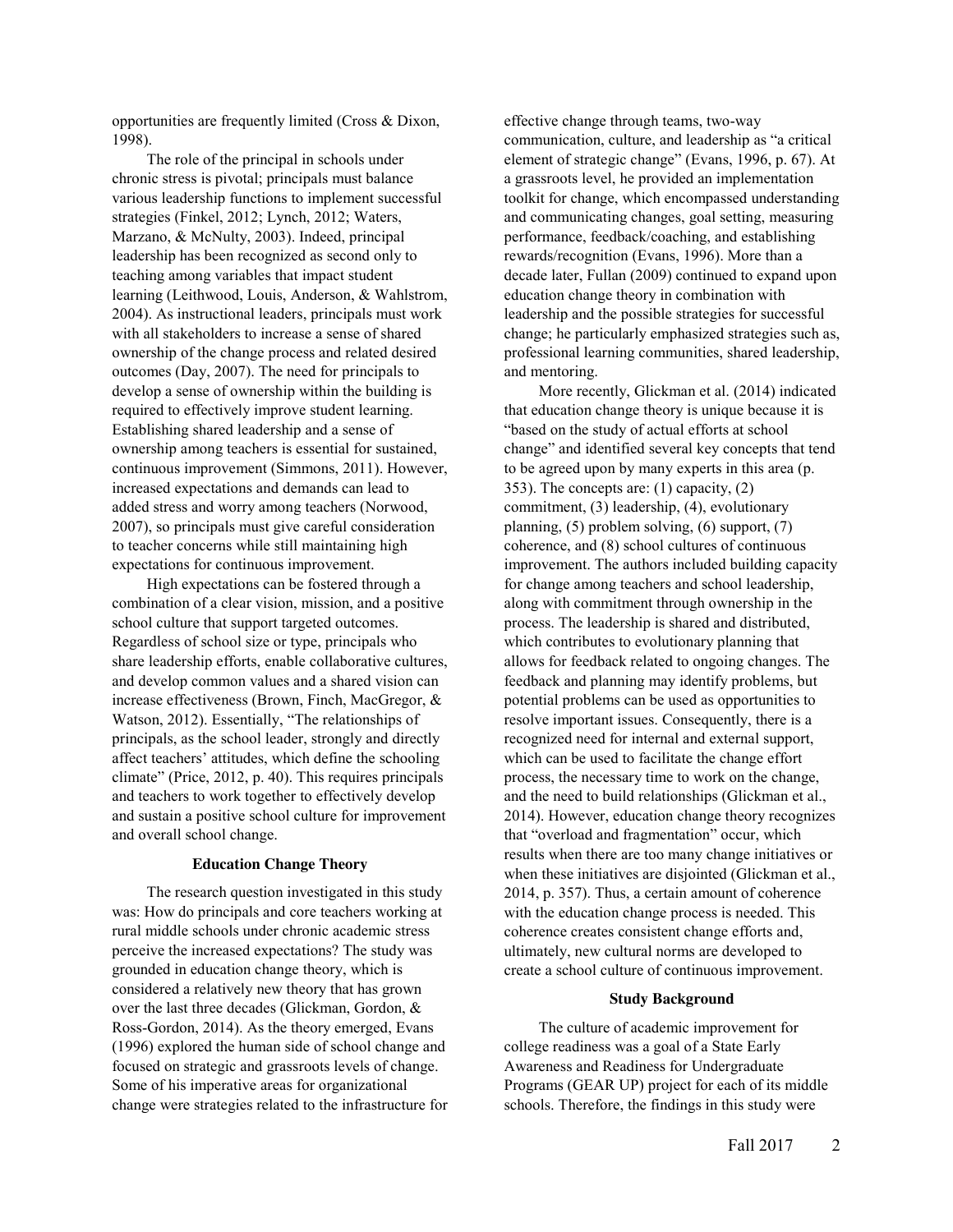opportunities are frequently limited (Cross & Dixon, 1998).

The role of the principal in schools under chronic stress is pivotal; principals must balance various leadership functions to implement successful strategies (Finkel, 2012; Lynch, 2012; Waters, Marzano, & McNulty, 2003). Indeed, principal leadership has been recognized as second only to teaching among variables that impact student learning (Leithwood, Louis, Anderson, & Wahlstrom, 2004). As instructional leaders, principals must work with all stakeholders to increase a sense of shared ownership of the change process and related desired outcomes (Day, 2007). The need for principals to develop a sense of ownership within the building is required to effectively improve student learning. Establishing shared leadership and a sense of ownership among teachers is essential for sustained, continuous improvement (Simmons, 2011). However, increased expectations and demands can lead to added stress and worry among teachers (Norwood, 2007), so principals must give careful consideration to teacher concerns while still maintaining high expectations for continuous improvement.

High expectations can be fostered through a combination of a clear vision, mission, and a positive school culture that support targeted outcomes. Regardless of school size or type, principals who share leadership efforts, enable collaborative cultures, and develop common values and a shared vision can increase effectiveness (Brown, Finch, MacGregor, & Watson, 2012). Essentially, "The relationships of principals, as the school leader, strongly and directly affect teachers' attitudes, which define the schooling climate" (Price, 2012, p. 40). This requires principals and teachers to work together to effectively develop and sustain a positive school culture for improvement and overall school change.

## Education Change Theory

The research question investigated in this study was: How do principals and core teachers working at rural middle schools under chronic academic stress perceive the increased expectations? The study was grounded in education change theory, which is considered a relatively new theory that has grown over the last three decades (Glickman, Gordon, & Ross-Gordon, 2014). As the theory emerged, Evans (1996) explored the human side of school change and focused on strategic and grassroots levels of change. Some of his imperative areas for organizational change were strategies related to the infrastructure for effective change through teams, two-way communication, culture, and leadership as "a critical element of strategic change" (Evans, 1996, p. 67). At a grassroots level, he provided an implementation toolkit for change, which encompassed understanding and communicating changes, goal setting, measuring performance, feedback/coaching, and establishing rewards/recognition (Evans, 1996). More than a decade later, Fullan (2009) continued to expand upon education change theory in combination with leadership and the possible strategies for successful change; he particularly emphasized strategies such as, professional learning communities, shared leadership, and mentoring.

More recently, Glickman et al. (2014) indicated that education change theory is unique because it is "based on the study of actual efforts at school change" and identified several key concepts that tend to be agreed upon by many experts in this area (p. 353). The concepts are: (1) capacity, (2) commitment, (3) leadership, (4), evolutionary planning, (5) problem solving, (6) support, (7) coherence, and (8) school cultures of continuous improvement. The authors included building capacity for change among teachers and school leadership, along with commitment through ownership in the process. The leadership is shared and distributed, which contributes to evolutionary planning that allows for feedback related to ongoing changes. The feedback and planning may identify problems, but potential problems can be used as opportunities to resolve important issues. Consequently, there is a recognized need for internal and external support, which can be used to facilitate the change effort process, the necessary time to work on the change, and the need to build relationships (Glickman et al., 2014). However, education change theory recognizes that "overload and fragmentation" occur, which results when there are too many change initiatives or when these initiatives are disjointed (Glickman et al., 2014, p. 357). Thus, a certain amount of coherence with the education change process is needed. This coherence creates consistent change efforts and, ultimately, new cultural norms are developed to create a school culture of continuous improvement.

## Study Background

The culture of academic improvement for college readiness was a goal of a State Early Awareness and Readiness for Undergraduate Programs (GEAR UP) project for each of its middle schools. Therefore, the findings in this study were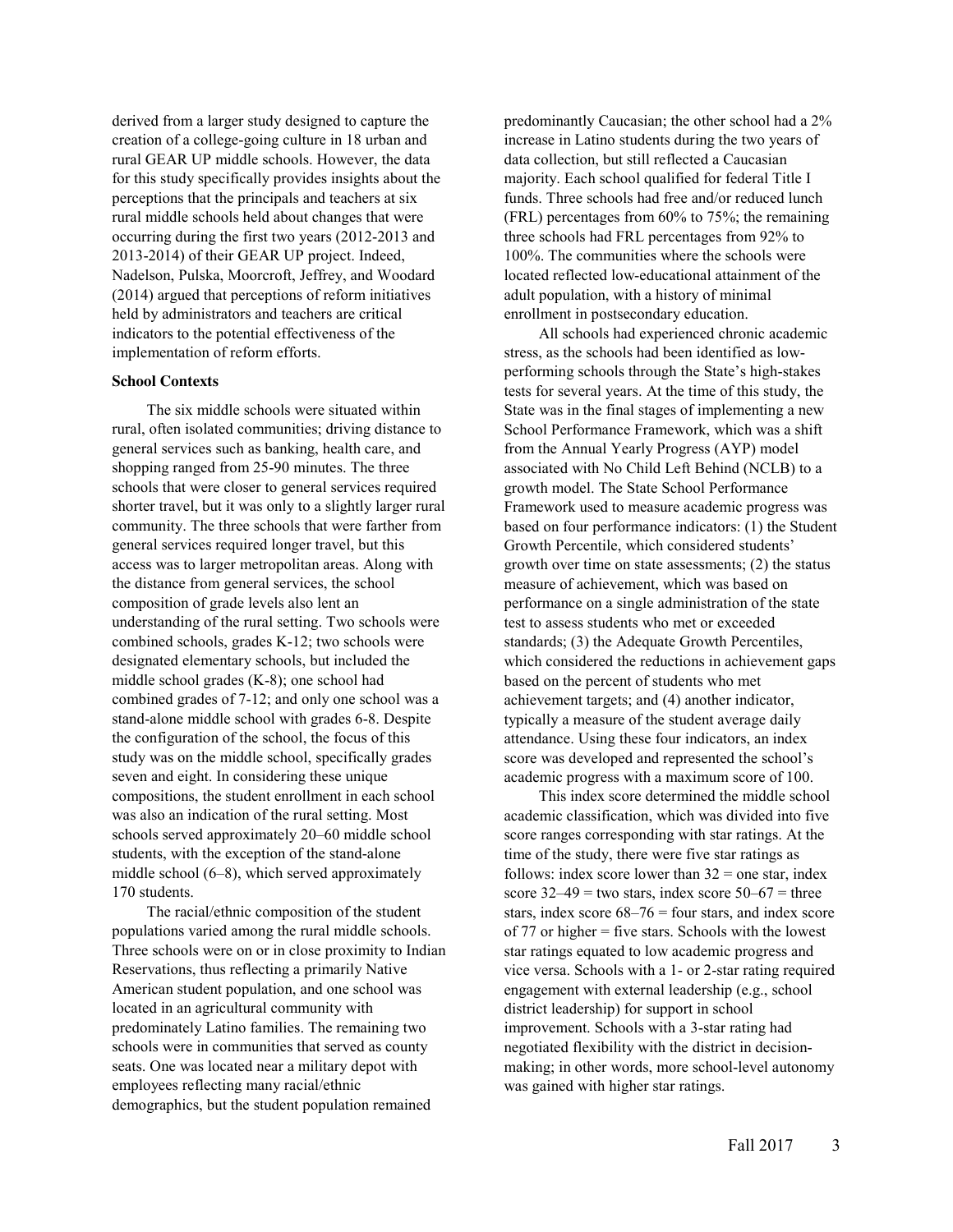derived from a larger study designed to capture the creation of a college-going culture in 18 urban and rural GEAR UP middle schools. However, the data for this study specifically provides insights about the perceptions that the principals and teachers at six rural middle schools held about changes that were occurring during the first two years (2012-2013 and 2013-2014) of their GEAR UP project. Indeed, Nadelson, Pulska, Moorcroft, Jeffrey, and Woodard (2014) argued that perceptions of reform initiatives held by administrators and teachers are critical indicators to the potential effectiveness of the implementation of reform efforts.

### School Contexts

The six middle schools were situated within rural, often isolated communities; driving distance to general services such as banking, health care, and shopping ranged from 25-90 minutes. The three schools that were closer to general services required shorter travel, but it was only to a slightly larger rural community. The three schools that were farther from general services required longer travel, but this access was to larger metropolitan areas. Along with the distance from general services, the school composition of grade levels also lent an understanding of the rural setting. Two schools were combined schools, grades K-12; two schools were designated elementary schools, but included the middle school grades (K-8); one school had combined grades of 7-12; and only one school was a stand-alone middle school with grades 6-8. Despite the configuration of the school, the focus of this study was on the middle school, specifically grades seven and eight. In considering these unique compositions, the student enrollment in each school was also an indication of the rural setting. Most schools served approximately 20–60 middle school students, with the exception of the stand-alone middle school (6–8), which served approximately 170 students.

The racial/ethnic composition of the student populations varied among the rural middle schools. Three schools were on or in close proximity to Indian Reservations, thus reflecting a primarily Native American student population, and one school was located in an agricultural community with predominately Latino families. The remaining two schools were in communities that served as county seats. One was located near a military depot with employees reflecting many racial/ethnic demographics, but the student population remained predominantly Caucasian; the other school had a 2% increase in Latino students during the two years of data collection, but still reflected a Caucasian majority. Each school qualified for federal Title I funds. Three schools had free and/or reduced lunch (FRL) percentages from 60% to 75%; the remaining three schools had FRL percentages from 92% to 100%. The communities where the schools were located reflected low-educational attainment of the adult population, with a history of minimal enrollment in postsecondary education.

All schools had experienced chronic academic stress, as the schools had been identified as low-performing schools through the State's high-stakes tests for several years. At the time of this study, the State was in the final stages of implementing a new School Performance Framework, which was a shift from the Annual Yearly Progress (AYP) model associated with No Child Left Behind (NCLB) to a growth model. The State School Performance Framework used to measure academic progress was based on four performance indicators: (1) the Student Growth Percentile, which considered students' growth over time on state assessments; (2) the status measure of achievement, which was based on performance on a single administration of the state test to assess students who met or exceeded standards; (3) the Adequate Growth Percentiles, which considered the reductions in achievement gaps based on the percent of students who met achievement targets; and (4) another indicator, typically a measure of the student average daily attendance. Using these four indicators, an index score was developed and represented the school's academic progress with a maximum score of 100.

This index score determined the middle school academic classification, which was divided into five score ranges corresponding with star ratings. At the time of the study, there were five star ratings as follows: index score lower than 32 = one star, index score 32–49 = two stars, index score 50–67 = three stars, index score 68–76 = four stars, and index score of 77 or higher = five stars. Schools with the lowest star ratings equated to low academic progress and vice versa. Schools with a 1- or 2-star rating required engagement with external leadership (e.g., school district leadership) for support in school improvement. Schools with a 3-star rating had negotiated flexibility with the district in decision-making; in other words, more school-level autonomy was gained with higher star ratings.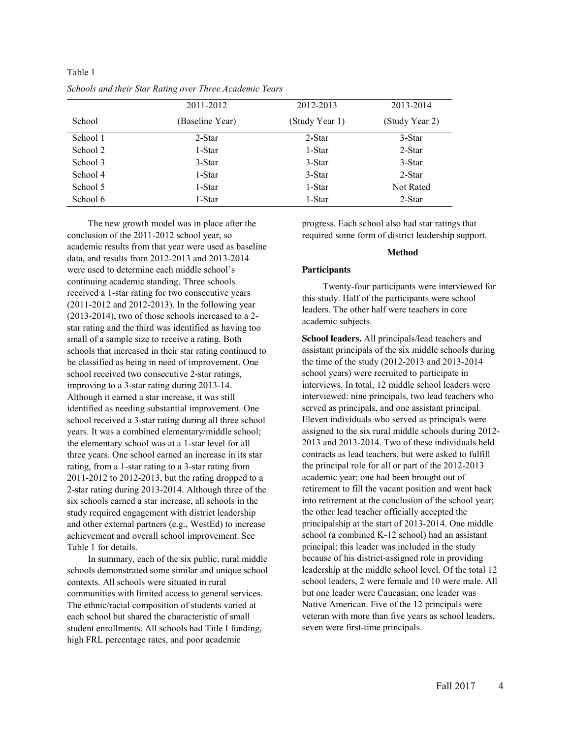Table 1

*Schools and their Star Rating over Three Academic Years*

| School | 2011-2012 (Baseline Year) | 2012-2013 (Study Year 1) | 2013-2014 (Study Year 2) |
|---|---|---|---|
| School 1 | 2-Star | 2-Star | 3-Star |
| School 2 | 1-Star | 1-Star | 2-Star |
| School 3 | 3-Star | 3-Star | 3-Star |
| School 4 | 1-Star | 3-Star | 2-Star |
| School 5 | 1-Star | 1-Star | Not Rated |
| School 6 | 1-Star | 1-Star | 2-Star |

The new growth model was in place after the conclusion of the 2011-2012 school year, so academic results from that year were used as baseline data, and results from 2012-2013 and 2013-2014 were used to determine each middle school's continuing academic standing. Three schools received a 1-star rating for two consecutive years (2011-2012 and 2012-2013). In the following year (2013-2014), two of those schools increased to a 2-star rating and the third was identified as having too small of a sample size to receive a rating. Both schools that increased in their star rating continued to be classified as being in need of improvement. One school received two consecutive 2-star ratings, improving to a 3-star rating during 2013-14. Although it earned a star increase, it was still identified as needing substantial improvement. One school received a 3-star rating during all three school years. It was a combined elementary/middle school; the elementary school was at a 1-star level for all three years. One school earned an increase in its star rating, from a 1-star rating to a 3-star rating from 2011-2012 to 2012-2013, but the rating dropped to a 2-star rating during 2013-2014. Although three of the six schools earned a star increase, all schools in the study required engagement with district leadership and other external partners (e.g., WestEd) to increase achievement and overall school improvement. See Table 1 for details.

In summary, each of the six public, rural middle schools demonstrated some similar and unique school contexts. All schools were situated in rural communities with limited access to general services. The ethnic/racial composition of students varied at each school but shared the characteristic of small student enrollments. All schools had Title I funding, high FRL percentage rates, and poor academic progress. Each school also had star ratings that required some form of district leadership support.

## Method

### Participants

Twenty-four participants were interviewed for this study. Half of the participants were school leaders. The other half were teachers in core academic subjects.

**School leaders.** All principals/lead teachers and assistant principals of the six middle schools during the time of the study (2012-2013 and 2013-2014 school years) were recruited to participate in interviews. In total, 12 middle school leaders were interviewed: nine principals, two lead teachers who served as principals, and one assistant principal. Eleven individuals who served as principals were assigned to the six rural middle schools during 2012-2013 and 2013-2014. Two of these individuals held contracts as lead teachers, but were asked to fulfill the principal role for all or part of the 2012-2013 academic year; one had been brought out of retirement to fill the vacant position and went back into retirement at the conclusion of the school year; the other lead teacher officially accepted the principalship at the start of 2013-2014. One middle school (a combined K-12 school) had an assistant principal; this leader was included in the study because of his district-assigned role in providing leadership at the middle school level. Of the total 12 school leaders, 2 were female and 10 were male. All but one leader were Caucasian; one leader was Native American. Five of the 12 principals were veteran with more than five years as school leaders, seven were first-time principals.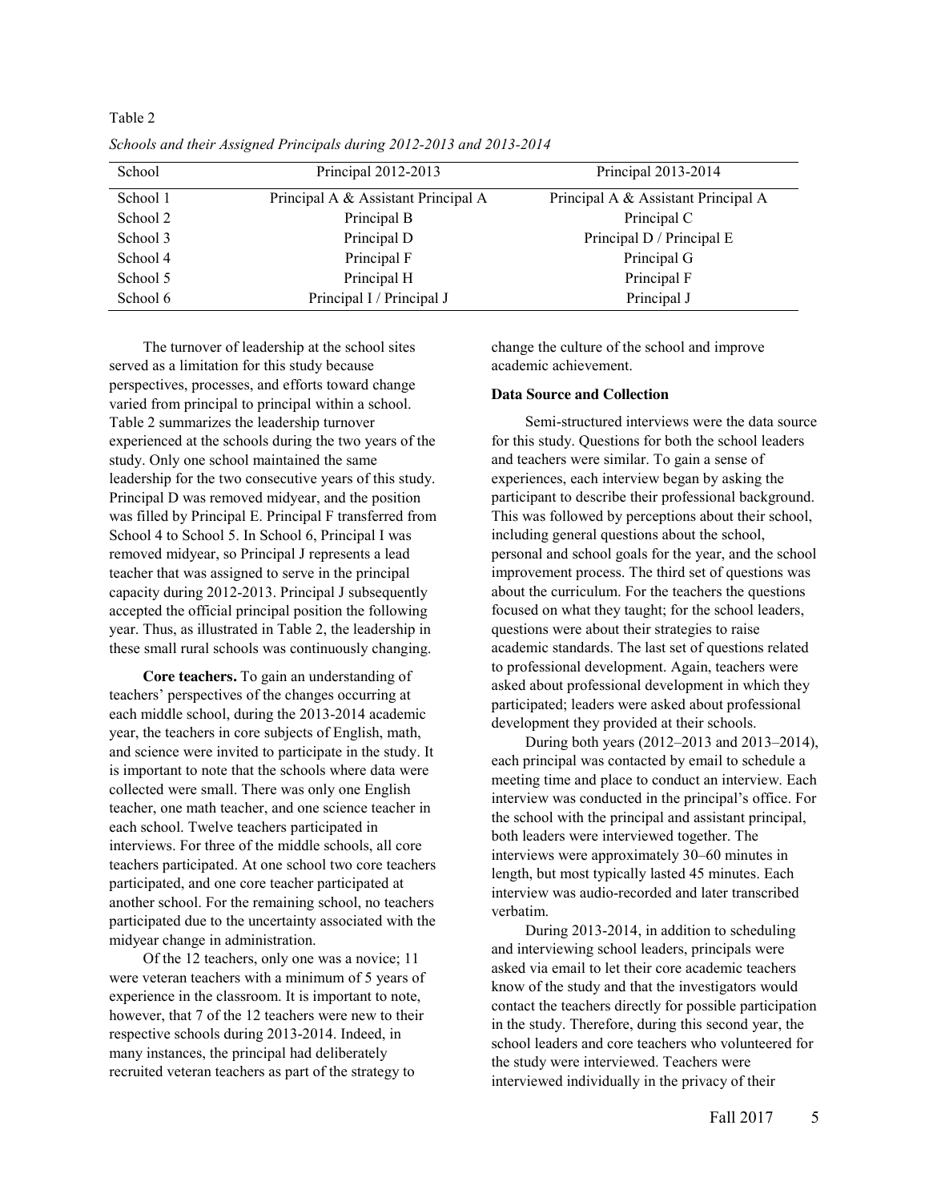Table 2

*Schools and their Assigned Principals during 2012-2013 and 2013-2014*

| School | Principal 2012-2013 | Principal 2013-2014 |
|---|---|---|
| School 1 | Principal A & Assistant Principal A | Principal A & Assistant Principal A |
| School 2 | Principal B | Principal C |
| School 3 | Principal D | Principal D / Principal E |
| School 4 | Principal F | Principal G |
| School 5 | Principal H | Principal F |
| School 6 | Principal I / Principal J | Principal J |

The turnover of leadership at the school sites served as a limitation for this study because perspectives, processes, and efforts toward change varied from principal to principal within a school. Table 2 summarizes the leadership turnover experienced at the schools during the two years of the study. Only one school maintained the same leadership for the two consecutive years of this study. Principal D was removed midyear, and the position was filled by Principal E. Principal F transferred from School 4 to School 5. In School 6, Principal I was removed midyear, so Principal J represents a lead teacher that was assigned to serve in the principal capacity during 2012-2013. Principal J subsequently accepted the official principal position the following year. Thus, as illustrated in Table 2, the leadership in these small rural schools was continuously changing.

**Core teachers.** To gain an understanding of teachers' perspectives of the changes occurring at each middle school, during the 2013-2014 academic year, the teachers in core subjects of English, math, and science were invited to participate in the study. It is important to note that the schools where data were collected were small. There was only one English teacher, one math teacher, and one science teacher in each school. Twelve teachers participated in interviews. For three of the middle schools, all core teachers participated. At one school two core teachers participated, and one core teacher participated at another school. For the remaining school, no teachers participated due to the uncertainty associated with the midyear change in administration.

Of the 12 teachers, only one was a novice; 11 were veteran teachers with a minimum of 5 years of experience in the classroom. It is important to note, however, that 7 of the 12 teachers were new to their respective schools during 2013-2014. Indeed, in many instances, the principal had deliberately recruited veteran teachers as part of the strategy to change the culture of the school and improve academic achievement.

### Data Source and Collection

Semi-structured interviews were the data source for this study. Questions for both the school leaders and teachers were similar. To gain a sense of experiences, each interview began by asking the participant to describe their professional background. This was followed by perceptions about their school, including general questions about the school, personal and school goals for the year, and the school improvement process. The third set of questions was about the curriculum. For the teachers the questions focused on what they taught; for the school leaders, questions were about their strategies to raise academic standards. The last set of questions related to professional development. Again, teachers were asked about professional development in which they participated; leaders were asked about professional development they provided at their schools.

During both years (2012–2013 and 2013–2014), each principal was contacted by email to schedule a meeting time and place to conduct an interview. Each interview was conducted in the principal's office. For the school with the principal and assistant principal, both leaders were interviewed together. The interviews were approximately 30–60 minutes in length, but most typically lasted 45 minutes. Each interview was audio-recorded and later transcribed verbatim.

During 2013-2014, in addition to scheduling and interviewing school leaders, principals were asked via email to let their core academic teachers know of the study and that the investigators would contact the teachers directly for possible participation in the study. Therefore, during this second year, the school leaders and core teachers who volunteered for the study were interviewed. Teachers were interviewed individually in the privacy of their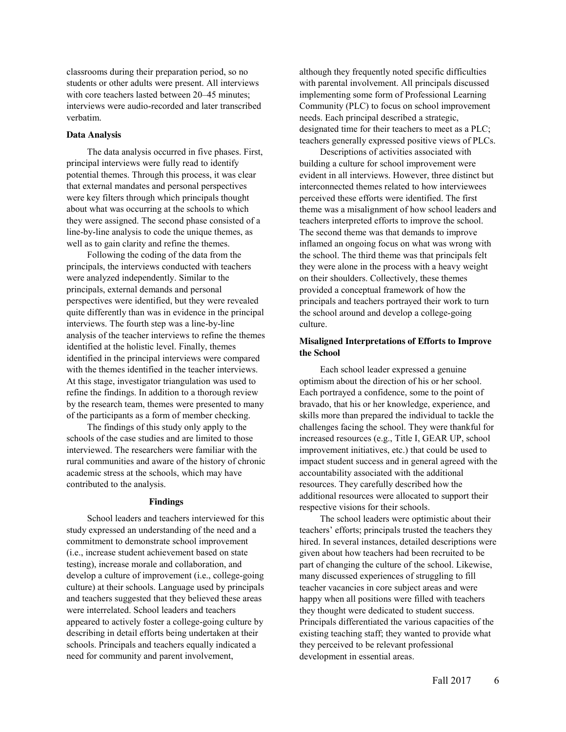classrooms during their preparation period, so no students or other adults were present. All interviews with core teachers lasted between 20–45 minutes; interviews were audio-recorded and later transcribed verbatim.

### Data Analysis

The data analysis occurred in five phases. First, principal interviews were fully read to identify potential themes. Through this process, it was clear that external mandates and personal perspectives were key filters through which principals thought about what was occurring at the schools to which they were assigned. The second phase consisted of a line-by-line analysis to code the unique themes, as well as to gain clarity and refine the themes.

Following the coding of the data from the principals, the interviews conducted with teachers were analyzed independently. Similar to the principals, external demands and personal perspectives were identified, but they were revealed quite differently than was in evidence in the principal interviews. The fourth step was a line-by-line analysis of the teacher interviews to refine the themes identified at the holistic level. Finally, themes identified in the principal interviews were compared with the themes identified in the teacher interviews. At this stage, investigator triangulation was used to refine the findings. In addition to a thorough review by the research team, themes were presented to many of the participants as a form of member checking.

The findings of this study only apply to the schools of the case studies and are limited to those interviewed. The researchers were familiar with the rural communities and aware of the history of chronic academic stress at the schools, which may have contributed to the analysis.

## Findings

School leaders and teachers interviewed for this study expressed an understanding of the need and a commitment to demonstrate school improvement (i.e., increase student achievement based on state testing), increase morale and collaboration, and develop a culture of improvement (i.e., college-going culture) at their schools. Language used by principals and teachers suggested that they believed these areas were interrelated. School leaders and teachers appeared to actively foster a college-going culture by describing in detail efforts being undertaken at their schools. Principals and teachers equally indicated a need for community and parent involvement, although they frequently noted specific difficulties with parental involvement. All principals discussed implementing some form of Professional Learning Community (PLC) to focus on school improvement needs. Each principal described a strategic, designated time for their teachers to meet as a PLC; teachers generally expressed positive views of PLCs.

Descriptions of activities associated with building a culture for school improvement were evident in all interviews. However, three distinct but interconnected themes related to how interviewees perceived these efforts were identified. The first theme was a misalignment of how school leaders and teachers interpreted efforts to improve the school. The second theme was that demands to improve inflamed an ongoing focus on what was wrong with the school. The third theme was that principals felt they were alone in the process with a heavy weight on their shoulders. Collectively, these themes provided a conceptual framework of how the principals and teachers portrayed their work to turn the school around and develop a college-going culture.

### Misaligned Interpretations of Efforts to Improve the School

Each school leader expressed a genuine optimism about the direction of his or her school. Each portrayed a confidence, some to the point of bravado, that his or her knowledge, experience, and skills more than prepared the individual to tackle the challenges facing the school. They were thankful for increased resources (e.g., Title I, GEAR UP, school improvement initiatives, etc.) that could be used to impact student success and in general agreed with the accountability associated with the additional resources. They carefully described how the additional resources were allocated to support their respective visions for their schools.

The school leaders were optimistic about their teachers' efforts; principals trusted the teachers they hired. In several instances, detailed descriptions were given about how teachers had been recruited to be part of changing the culture of the school. Likewise, many discussed experiences of struggling to fill teacher vacancies in core subject areas and were happy when all positions were filled with teachers they thought were dedicated to student success. Principals differentiated the various capacities of the existing teaching staff; they wanted to provide what they perceived to be relevant professional development in essential areas.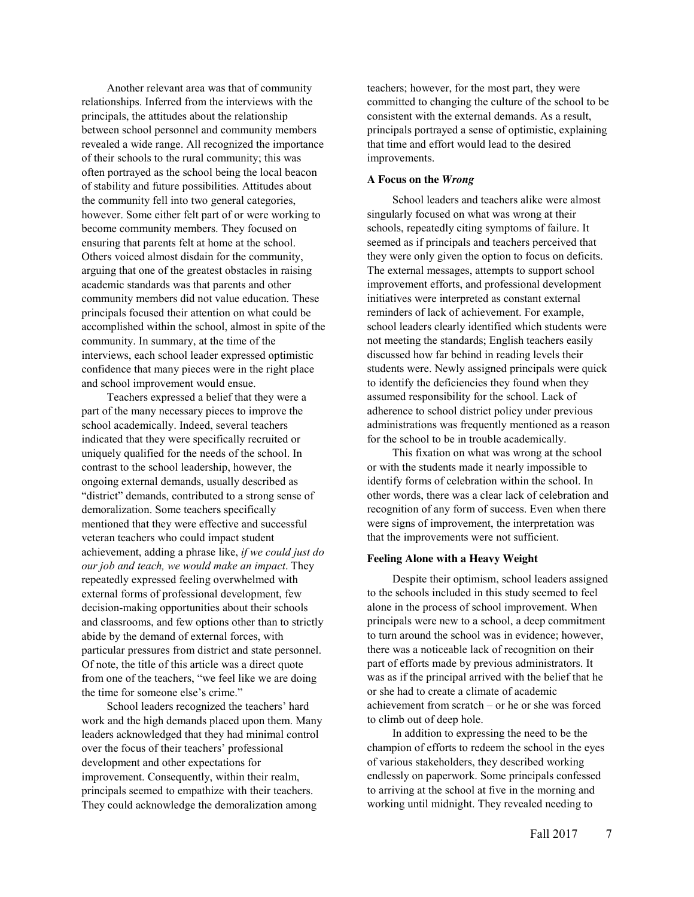Another relevant area was that of community relationships. Inferred from the interviews with the principals, the attitudes about the relationship between school personnel and community members revealed a wide range. All recognized the importance of their schools to the rural community; this was often portrayed as the school being the local beacon of stability and future possibilities. Attitudes about the community fell into two general categories, however. Some either felt part of or were working to become community members. They focused on ensuring that parents felt at home at the school. Others voiced almost disdain for the community, arguing that one of the greatest obstacles in raising academic standards was that parents and other community members did not value education. These principals focused their attention on what could be accomplished within the school, almost in spite of the community. In summary, at the time of the interviews, each school leader expressed optimistic confidence that many pieces were in the right place and school improvement would ensue.

Teachers expressed a belief that they were a part of the many necessary pieces to improve the school academically. Indeed, several teachers indicated that they were specifically recruited or uniquely qualified for the needs of the school. In contrast to the school leadership, however, the ongoing external demands, usually described as "district" demands, contributed to a strong sense of demoralization. Some teachers specifically mentioned that they were effective and successful veteran teachers who could impact student achievement, adding a phrase like, *if we could just do our job and teach, we would make an impact*. They repeatedly expressed feeling overwhelmed with external forms of professional development, few decision-making opportunities about their schools and classrooms, and few options other than to strictly abide by the demand of external forces, with particular pressures from district and state personnel. Of note, the title of this article was a direct quote from one of the teachers, "we feel like we are doing the time for someone else's crime."

School leaders recognized the teachers' hard work and the high demands placed upon them. Many leaders acknowledged that they had minimal control over the focus of their teachers' professional development and other expectations for improvement. Consequently, within their realm, principals seemed to empathize with their teachers. They could acknowledge the demoralization among teachers; however, for the most part, they were committed to changing the culture of the school to be consistent with the external demands. As a result, principals portrayed a sense of optimistic, explaining that time and effort would lead to the desired improvements.

### A Focus on the *Wrong*

School leaders and teachers alike were almost singularly focused on what was wrong at their schools, repeatedly citing symptoms of failure. It seemed as if principals and teachers perceived that they were only given the option to focus on deficits. The external messages, attempts to support school improvement efforts, and professional development initiatives were interpreted as constant external reminders of lack of achievement. For example, school leaders clearly identified which students were not meeting the standards; English teachers easily discussed how far behind in reading levels their students were. Newly assigned principals were quick to identify the deficiencies they found when they assumed responsibility for the school. Lack of adherence to school district policy under previous administrations was frequently mentioned as a reason for the school to be in trouble academically.

This fixation on what was wrong at the school or with the students made it nearly impossible to identify forms of celebration within the school. In other words, there was a clear lack of celebration and recognition of any form of success. Even when there were signs of improvement, the interpretation was that the improvements were not sufficient.

### Feeling Alone with a Heavy Weight

Despite their optimism, school leaders assigned to the schools included in this study seemed to feel alone in the process of school improvement. When principals were new to a school, a deep commitment to turn around the school was in evidence; however, there was a noticeable lack of recognition on their part of efforts made by previous administrators. It was as if the principal arrived with the belief that he or she had to create a climate of academic achievement from scratch – or he or she was forced to climb out of deep hole.

In addition to expressing the need to be the champion of efforts to redeem the school in the eyes of various stakeholders, they described working endlessly on paperwork. Some principals confessed to arriving at the school at five in the morning and working until midnight. They revealed needing to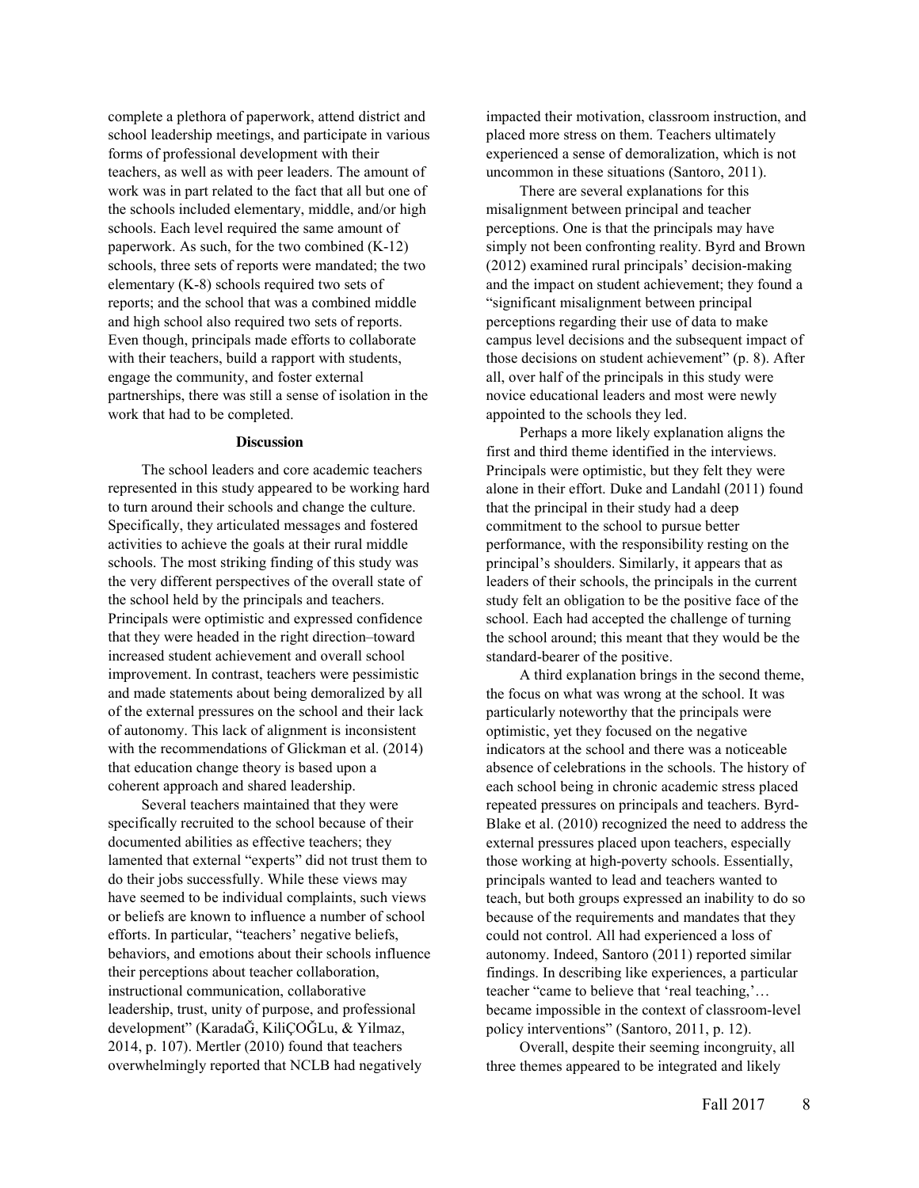complete a plethora of paperwork, attend district and school leadership meetings, and participate in various forms of professional development with their teachers, as well as with peer leaders. The amount of work was in part related to the fact that all but one of the schools included elementary, middle, and/or high schools. Each level required the same amount of paperwork. As such, for the two combined (K-12) schools, three sets of reports were mandated; the two elementary (K-8) schools required two sets of reports; and the school that was a combined middle and high school also required two sets of reports. Even though, principals made efforts to collaborate with their teachers, build a rapport with students, engage the community, and foster external partnerships, there was still a sense of isolation in the work that had to be completed.

## Discussion

The school leaders and core academic teachers represented in this study appeared to be working hard to turn around their schools and change the culture. Specifically, they articulated messages and fostered activities to achieve the goals at their rural middle schools. The most striking finding of this study was the very different perspectives of the overall state of the school held by the principals and teachers. Principals were optimistic and expressed confidence that they were headed in the right direction–toward increased student achievement and overall school improvement. In contrast, teachers were pessimistic and made statements about being demoralized by all of the external pressures on the school and their lack of autonomy. This lack of alignment is inconsistent with the recommendations of Glickman et al. (2014) that education change theory is based upon a coherent approach and shared leadership.

Several teachers maintained that they were specifically recruited to the school because of their documented abilities as effective teachers; they lamented that external "experts" did not trust them to do their jobs successfully. While these views may have seemed to be individual complaints, such views or beliefs are known to influence a number of school efforts. In particular, "teachers' negative beliefs, behaviors, and emotions about their schools influence their perceptions about teacher collaboration, instructional communication, collaborative leadership, trust, unity of purpose, and professional development" (KaradaĞ, KiliÇOĞLu, & Yilmaz, 2014, p. 107). Mertler (2010) found that teachers overwhelmingly reported that NCLB had negatively impacted their motivation, classroom instruction, and placed more stress on them. Teachers ultimately experienced a sense of demoralization, which is not uncommon in these situations (Santoro, 2011).

There are several explanations for this misalignment between principal and teacher perceptions. One is that the principals may have simply not been confronting reality. Byrd and Brown (2012) examined rural principals' decision-making and the impact on student achievement; they found a "significant misalignment between principal perceptions regarding their use of data to make campus level decisions and the subsequent impact of those decisions on student achievement" (p. 8). After all, over half of the principals in this study were novice educational leaders and most were newly appointed to the schools they led.

Perhaps a more likely explanation aligns the first and third theme identified in the interviews. Principals were optimistic, but they felt they were alone in their effort. Duke and Landahl (2011) found that the principal in their study had a deep commitment to the school to pursue better performance, with the responsibility resting on the principal's shoulders. Similarly, it appears that as leaders of their schools, the principals in the current study felt an obligation to be the positive face of the school. Each had accepted the challenge of turning the school around; this meant that they would be the standard-bearer of the positive.

A third explanation brings in the second theme, the focus on what was wrong at the school. It was particularly noteworthy that the principals were optimistic, yet they focused on the negative indicators at the school and there was a noticeable absence of celebrations in the schools. The history of each school being in chronic academic stress placed repeated pressures on principals and teachers. Byrd-Blake et al. (2010) recognized the need to address the external pressures placed upon teachers, especially those working at high-poverty schools. Essentially, principals wanted to lead and teachers wanted to teach, but both groups expressed an inability to do so because of the requirements and mandates that they could not control. All had experienced a loss of autonomy. Indeed, Santoro (2011) reported similar findings. In describing like experiences, a particular teacher "came to believe that 'real teaching,'… became impossible in the context of classroom-level policy interventions" (Santoro, 2011, p. 12).

Overall, despite their seeming incongruity, all three themes appeared to be integrated and likely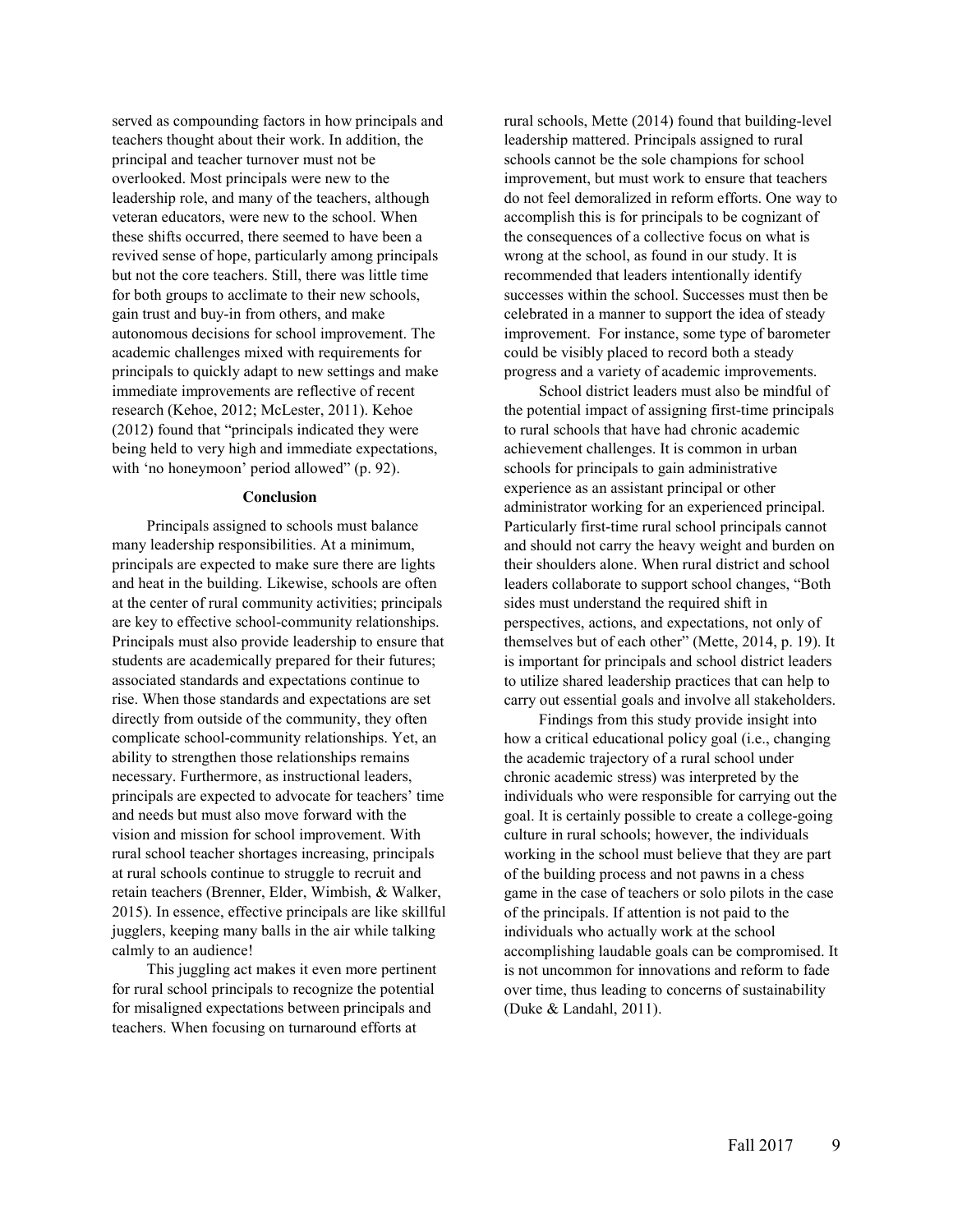served as compounding factors in how principals and teachers thought about their work. In addition, the principal and teacher turnover must not be overlooked. Most principals were new to the leadership role, and many of the teachers, although veteran educators, were new to the school. When these shifts occurred, there seemed to have been a revived sense of hope, particularly among principals but not the core teachers. Still, there was little time for both groups to acclimate to their new schools, gain trust and buy-in from others, and make autonomous decisions for school improvement. The academic challenges mixed with requirements for principals to quickly adapt to new settings and make immediate improvements are reflective of recent research (Kehoe, 2012; McLester, 2011). Kehoe (2012) found that "principals indicated they were being held to very high and immediate expectations, with 'no honeymoon' period allowed" (p. 92).

## Conclusion

Principals assigned to schools must balance many leadership responsibilities. At a minimum, principals are expected to make sure there are lights and heat in the building. Likewise, schools are often at the center of rural community activities; principals are key to effective school-community relationships. Principals must also provide leadership to ensure that students are academically prepared for their futures; associated standards and expectations continue to rise. When those standards and expectations are set directly from outside of the community, they often complicate school-community relationships. Yet, an ability to strengthen those relationships remains necessary. Furthermore, as instructional leaders, principals are expected to advocate for teachers' time and needs but must also move forward with the vision and mission for school improvement. With rural school teacher shortages increasing, principals at rural schools continue to struggle to recruit and retain teachers (Brenner, Elder, Wimbish, & Walker, 2015). In essence, effective principals are like skillful jugglers, keeping many balls in the air while talking calmly to an audience!

This juggling act makes it even more pertinent for rural school principals to recognize the potential for misaligned expectations between principals and teachers. When focusing on turnaround efforts at rural schools, Mette (2014) found that building-level leadership mattered. Principals assigned to rural schools cannot be the sole champions for school improvement, but must work to ensure that teachers do not feel demoralized in reform efforts. One way to accomplish this is for principals to be cognizant of the consequences of a collective focus on what is wrong at the school, as found in our study. It is recommended that leaders intentionally identify successes within the school. Successes must then be celebrated in a manner to support the idea of steady improvement. For instance, some type of barometer could be visibly placed to record both a steady progress and a variety of academic improvements.

School district leaders must also be mindful of the potential impact of assigning first-time principals to rural schools that have had chronic academic achievement challenges. It is common in urban schools for principals to gain administrative experience as an assistant principal or other administrator working for an experienced principal. Particularly first-time rural school principals cannot and should not carry the heavy weight and burden on their shoulders alone. When rural district and school leaders collaborate to support school changes, "Both sides must understand the required shift in perspectives, actions, and expectations, not only of themselves but of each other" (Mette, 2014, p. 19). It is important for principals and school district leaders to utilize shared leadership practices that can help to carry out essential goals and involve all stakeholders.

Findings from this study provide insight into how a critical educational policy goal (i.e., changing the academic trajectory of a rural school under chronic academic stress) was interpreted by the individuals who were responsible for carrying out the goal. It is certainly possible to create a college-going culture in rural schools; however, the individuals working in the school must believe that they are part of the building process and not pawns in a chess game in the case of teachers or solo pilots in the case of the principals. If attention is not paid to the individuals who actually work at the school accomplishing laudable goals can be compromised. It is not uncommon for innovations and reform to fade over time, thus leading to concerns of sustainability (Duke & Landahl, 2011).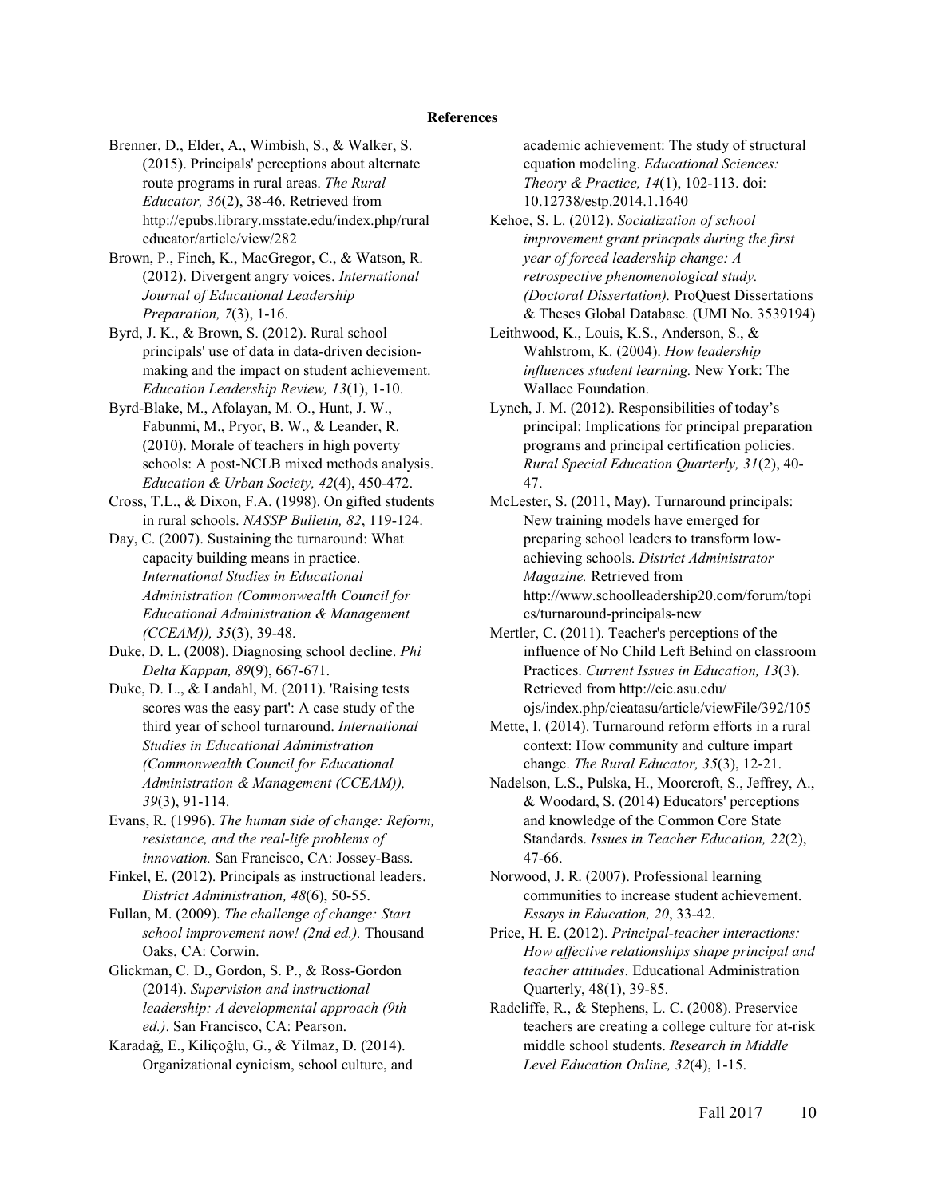**References**

Brenner, D., Elder, A., Wimbish, S., & Walker, S. (2015). Principals' perceptions about alternate route programs in rural areas. *The Rural Educator, 36*(2), 38-46. Retrieved from http://epubs.library.msstate.edu/index.php/ruraleducator/article/view/282

Brown, P., Finch, K., MacGregor, C., & Watson, R. (2012). Divergent angry voices. *International Journal of Educational Leadership Preparation, 7*(3), 1-16.

Byrd, J. K., & Brown, S. (2012). Rural school principals' use of data in data-driven decision-making and the impact on student achievement. *Education Leadership Review, 13*(1), 1-10.

Byrd-Blake, M., Afolayan, M. O., Hunt, J. W., Fabunmi, M., Pryor, B. W., & Leander, R. (2010). Morale of teachers in high poverty schools: A post-NCLB mixed methods analysis. *Education & Urban Society, 42*(4), 450-472.

Cross, T.L., & Dixon, F.A. (1998). On gifted students in rural schools. *NASSP Bulletin, 82*, 119-124.

Day, C. (2007). Sustaining the turnaround: What capacity building means in practice. *International Studies in Educational Administration (Commonwealth Council for Educational Administration & Management (CCEAM)), 35*(3), 39-48.

Duke, D. L. (2008). Diagnosing school decline. *Phi Delta Kappan, 89*(9), 667-671.

Duke, D. L., & Landahl, M. (2011). 'Raising tests scores was the easy part': A case study of the third year of school turnaround. *International Studies in Educational Administration (Commonwealth Council for Educational Administration & Management (CCEAM)), 39*(3), 91-114.

Evans, R. (1996). *The human side of change: Reform, resistance, and the real-life problems of innovation.* San Francisco, CA: Jossey-Bass.

Finkel, E. (2012). Principals as instructional leaders. *District Administration, 48*(6), 50-55.

Fullan, M. (2009). *The challenge of change: Start school improvement now! (2nd ed.).* Thousand Oaks, CA: Corwin.

Glickman, C. D., Gordon, S. P., & Ross-Gordon (2014). *Supervision and instructional leadership: A developmental approach (9th ed.)*. San Francisco, CA: Pearson.

Karadağ, E., Kiliçoğlu, G., & Yilmaz, D. (2014). Organizational cynicism, school culture, and academic achievement: The study of structural equation modeling. *Educational Sciences: Theory & Practice, 14*(1), 102-113. doi: 10.12738/estp.2014.1.1640

Kehoe, S. L. (2012). *Socialization of school improvement grant princpals during the first year of forced leadership change: A retrospective phenomenological study. (Doctoral Dissertation).* ProQuest Dissertations & Theses Global Database. (UMI No. 3539194)

Leithwood, K., Louis, K.S., Anderson, S., & Wahlstrom, K. (2004). *How leadership influences student learning.* New York: The Wallace Foundation.

Lynch, J. M. (2012). Responsibilities of today's principal: Implications for principal preparation programs and principal certification policies. *Rural Special Education Quarterly, 31*(2), 40-47.

McLester, S. (2011, May). Turnaround principals: New training models have emerged for preparing school leaders to transform low-achieving schools. *District Administrator Magazine.* Retrieved from http://www.schoolleadership20.com/forum/topics/turnaround-principals-new

Mertler, C. (2011). Teacher's perceptions of the influence of No Child Left Behind on classroom Practices. *Current Issues in Education, 13*(3). Retrieved from http://cie.asu.edu/ojs/index.php/cieatasu/article/viewFile/392/105

Mette, I. (2014). Turnaround reform efforts in a rural context: How community and culture impart change. *The Rural Educator, 35*(3), 12-21.

Nadelson, L.S., Pulska, H., Moorcroft, S., Jeffrey, A., & Woodard, S. (2014) Educators' perceptions and knowledge of the Common Core State Standards. *Issues in Teacher Education, 22*(2), 47-66.

Norwood, J. R. (2007). Professional learning communities to increase student achievement. *Essays in Education, 20*, 33-42.

Price, H. E. (2012). *Principal-teacher interactions: How affective relationships shape principal and teacher attitudes*. Educational Administration Quarterly, 48(1), 39-85.

Radcliffe, R., & Stephens, L. C. (2008). Preservice teachers are creating a college culture for at-risk middle school students. *Research in Middle Level Education Online, 32*(4), 1-15.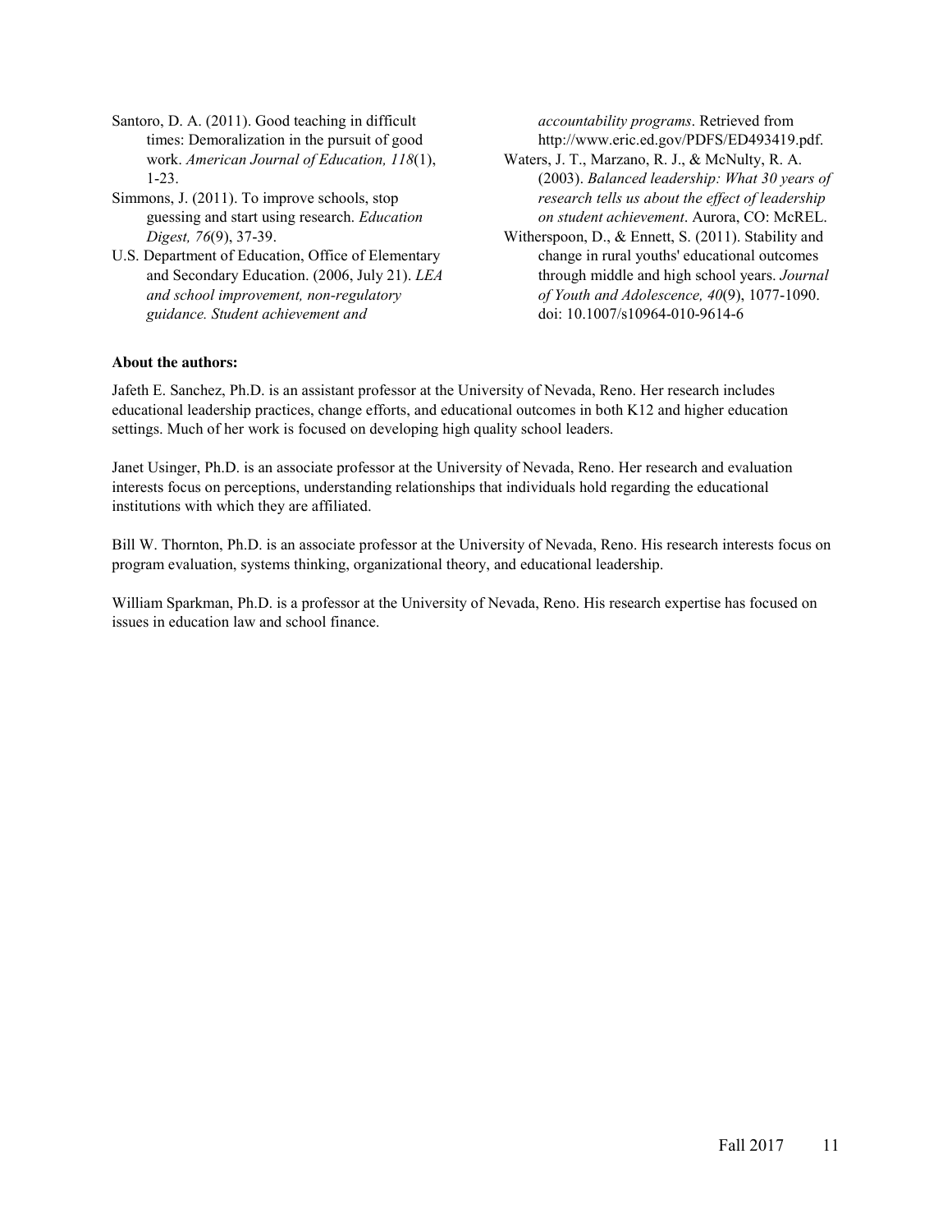Santoro, D. A. (2011). Good teaching in difficult times: Demoralization in the pursuit of good work. *American Journal of Education, 118*(1), 1-23.

Simmons, J. (2011). To improve schools, stop guessing and start using research. *Education Digest, 76*(9), 37-39.

U.S. Department of Education, Office of Elementary and Secondary Education. (2006, July 21). *LEA and school improvement, non-regulatory guidance. Student achievement and accountability programs*. Retrieved from http://www.eric.ed.gov/PDFS/ED493419.pdf.

Waters, J. T., Marzano, R. J., & McNulty, R. A. (2003). *Balanced leadership: What 30 years of research tells us about the effect of leadership on student achievement*. Aurora, CO: McREL.

Witherspoon, D., & Ennett, S. (2011). Stability and change in rural youths' educational outcomes through middle and high school years. *Journal of Youth and Adolescence, 40*(9), 1077-1090. doi: 10.1007/s10964-010-9614-6

**About the authors:**

Jafeth E. Sanchez, Ph.D. is an assistant professor at the University of Nevada, Reno. Her research includes educational leadership practices, change efforts, and educational outcomes in both K12 and higher education settings. Much of her work is focused on developing high quality school leaders.

Janet Usinger, Ph.D. is an associate professor at the University of Nevada, Reno. Her research and evaluation interests focus on perceptions, understanding relationships that individuals hold regarding the educational institutions with which they are affiliated.

Bill W. Thornton, Ph.D. is an associate professor at the University of Nevada, Reno. His research interests focus on program evaluation, systems thinking, organizational theory, and educational leadership.

William Sparkman, Ph.D. is a professor at the University of Nevada, Reno. His research expertise has focused on issues in education law and school finance.